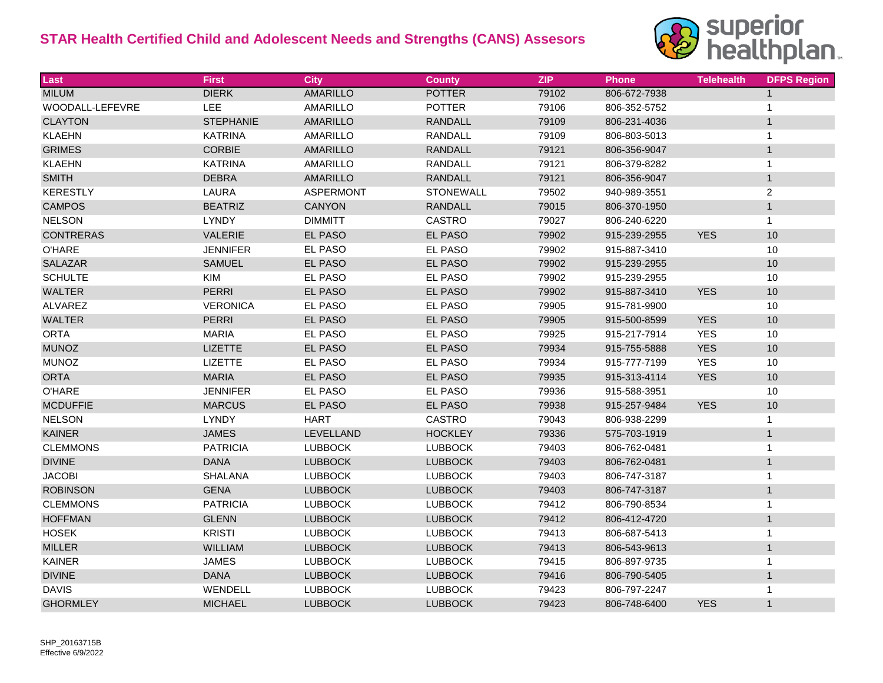# STAR Health Certified Child and Adolescent Needs and Strengths (CANS) Assesors

| Last | First | City | County | ZIP | Phone | Telehealth | DFPS Region |
|---|---|---|---|---|---|---|---|
| MILUM | DIERK | AMARILLO | POTTER | 79102 | 806-672-7938 | | 1 |
| WOODALL-LEFEVRE | LEE | AMARILLO | POTTER | 79106 | 806-352-5752 | | 1 |
| CLAYTON | STEPHANIE | AMARILLO | RANDALL | 79109 | 806-231-4036 | | 1 |
| KLAEHN | KATRINA | AMARILLO | RANDALL | 79109 | 806-803-5013 | | 1 |
| GRIMES | CORBIE | AMARILLO | RANDALL | 79121 | 806-356-9047 | | 1 |
| KLAEHN | KATRINA | AMARILLO | RANDALL | 79121 | 806-379-8282 | | 1 |
| SMITH | DEBRA | AMARILLO | RANDALL | 79121 | 806-356-9047 | | 1 |
| KERESTLY | LAURA | ASPERMONT | STONEWALL | 79502 | 940-989-3551 | | 2 |
| CAMPOS | BEATRIZ | CANYON | RANDALL | 79015 | 806-370-1950 | | 1 |
| NELSON | LYNDY | DIMMITT | CASTRO | 79027 | 806-240-6220 | | 1 |
| CONTRERAS | VALERIE | EL PASO | EL PASO | 79902 | 915-239-2955 | YES | 10 |
| O'HARE | JENNIFER | EL PASO | EL PASO | 79902 | 915-887-3410 | | 10 |
| SALAZAR | SAMUEL | EL PASO | EL PASO | 79902 | 915-239-2955 | | 10 |
| SCHULTE | KIM | EL PASO | EL PASO | 79902 | 915-239-2955 | | 10 |
| WALTER | PERRI | EL PASO | EL PASO | 79902 | 915-887-3410 | YES | 10 |
| ALVAREZ | VERONICA | EL PASO | EL PASO | 79905 | 915-781-9900 | | 10 |
| WALTER | PERRI | EL PASO | EL PASO | 79905 | 915-500-8599 | YES | 10 |
| ORTA | MARIA | EL PASO | EL PASO | 79925 | 915-217-7914 | YES | 10 |
| MUNOZ | LIZETTE | EL PASO | EL PASO | 79934 | 915-755-5888 | YES | 10 |
| MUNOZ | LIZETTE | EL PASO | EL PASO | 79934 | 915-777-7199 | YES | 10 |
| ORTA | MARIA | EL PASO | EL PASO | 79935 | 915-313-4114 | YES | 10 |
| O'HARE | JENNIFER | EL PASO | EL PASO | 79936 | 915-588-3951 | | 10 |
| MCDUFFIE | MARCUS | EL PASO | EL PASO | 79938 | 915-257-9484 | YES | 10 |
| NELSON | LYNDY | HART | CASTRO | 79043 | 806-938-2299 | | 1 |
| KAINER | JAMES | LEVELLAND | HOCKLEY | 79336 | 575-703-1919 | | 1 |
| CLEMMONS | PATRICIA | LUBBOCK | LUBBOCK | 79403 | 806-762-0481 | | 1 |
| DIVINE | DANA | LUBBOCK | LUBBOCK | 79403 | 806-762-0481 | | 1 |
| JACOBI | SHALANA | LUBBOCK | LUBBOCK | 79403 | 806-747-3187 | | 1 |
| ROBINSON | GENA | LUBBOCK | LUBBOCK | 79403 | 806-747-3187 | | 1 |
| CLEMMONS | PATRICIA | LUBBOCK | LUBBOCK | 79412 | 806-790-8534 | | 1 |
| HOFFMAN | GLENN | LUBBOCK | LUBBOCK | 79412 | 806-412-4720 | | 1 |
| HOSEK | KRISTI | LUBBOCK | LUBBOCK | 79413 | 806-687-5413 | | 1 |
| MILLER | WILLIAM | LUBBOCK | LUBBOCK | 79413 | 806-543-9613 | | 1 |
| KAINER | JAMES | LUBBOCK | LUBBOCK | 79415 | 806-897-9735 | | 1 |
| DIVINE | DANA | LUBBOCK | LUBBOCK | 79416 | 806-790-5405 | | 1 |
| DAVIS | WENDELL | LUBBOCK | LUBBOCK | 79423 | 806-797-2247 | | 1 |
| GHORMLEY | MICHAEL | LUBBOCK | LUBBOCK | 79423 | 806-748-6400 | YES | 1 |

SHP_20163715B
Effective 6/9/2022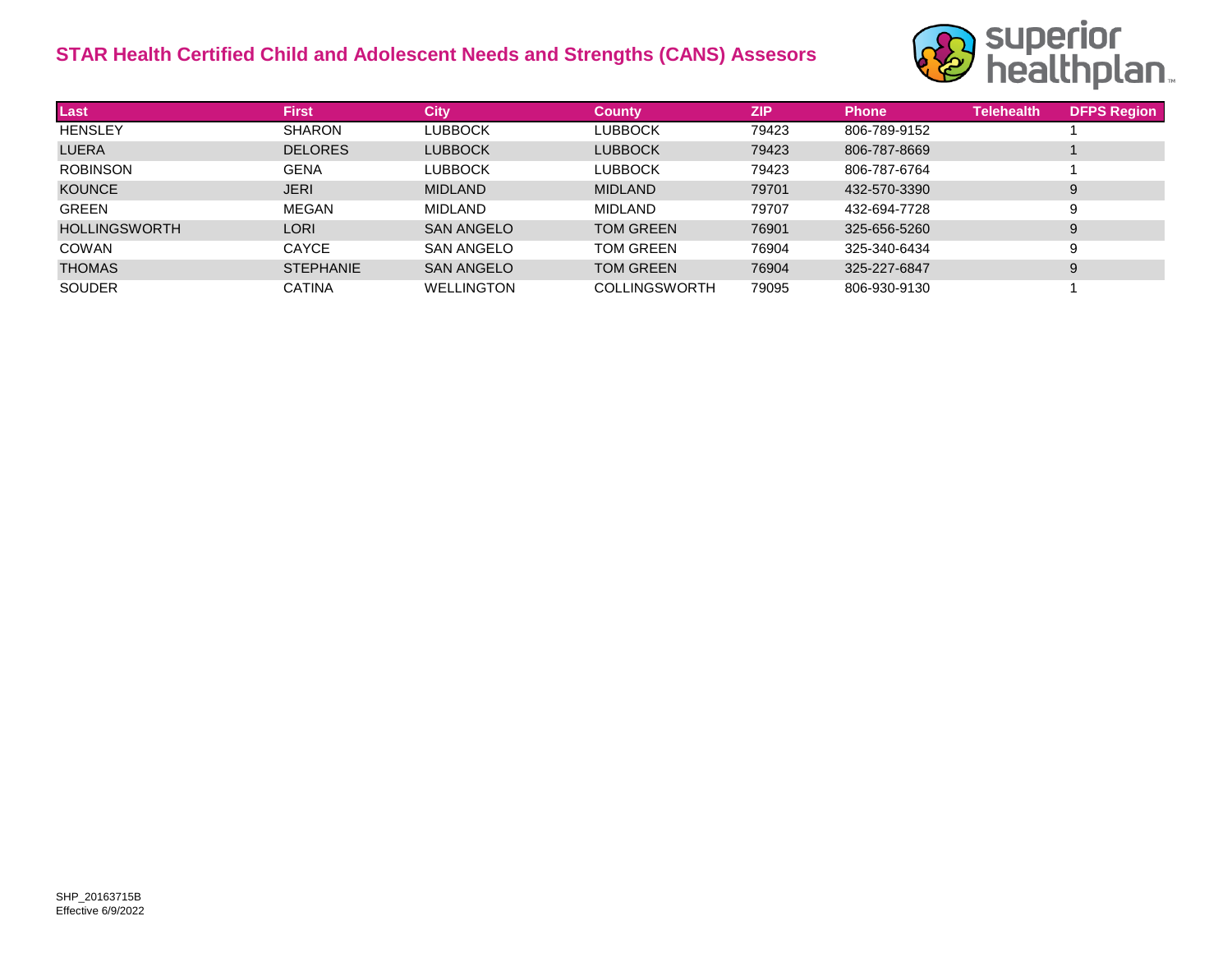## STAR Health Certified Child and Adolescent Needs and Strengths (CANS) Assesors

| Last | First | City | County | ZIP | Phone | Telehealth | DFPS Region |
|---|---|---|---|---|---|---|---|
| HENSLEY | SHARON | LUBBOCK | LUBBOCK | 79423 | 806-789-9152 | | 1 |
| LUERA | DELORES | LUBBOCK | LUBBOCK | 79423 | 806-787-8669 | | 1 |
| ROBINSON | GENA | LUBBOCK | LUBBOCK | 79423 | 806-787-6764 | | 1 |
| KOUNCE | JERI | MIDLAND | MIDLAND | 79701 | 432-570-3390 | | 9 |
| GREEN | MEGAN | MIDLAND | MIDLAND | 79707 | 432-694-7728 | | 9 |
| HOLLINGSWORTH | LORI | SAN ANGELO | TOM GREEN | 76901 | 325-656-5260 | | 9 |
| COWAN | CAYCE | SAN ANGELO | TOM GREEN | 76904 | 325-340-6434 | | 9 |
| THOMAS | STEPHANIE | SAN ANGELO | TOM GREEN | 76904 | 325-227-6847 | | 9 |
| SOUDER | CATINA | WELLINGTON | COLLINGSWORTH | 79095 | 806-930-9130 | | 1 |

SHP_20163715B
Effective 6/9/2022